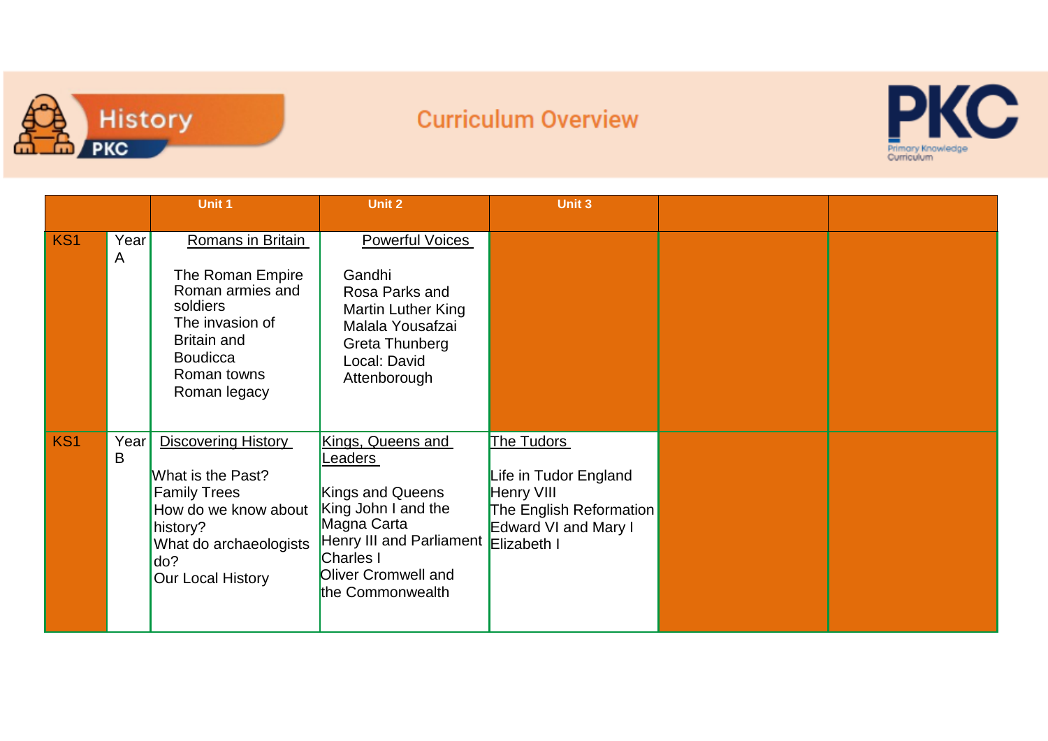# History PKC

## Curriculum Overview

PKC Primary Knowledge Curriculum

| | | Unit 1 | Unit 2 | Unit 3 | | |
|---|---|---|---|---|---|---|
| KS1 | Year A | <u>Romans in Britain</u><br><br>The Roman Empire<br>Roman armies and soldiers<br>The invasion of Britain and Boudicca<br>Roman towns<br>Roman legacy | <u>Powerful Voices</u><br><br>Gandhi<br>Rosa Parks and Martin Luther King<br>Malala Yousafzai<br>Greta Thunberg<br>Local: David Attenborough | | | |
| KS1 | Year B | <u>Discovering History</u><br><br>What is the Past?<br>Family Trees<br>How do we know about history?<br>What do archaeologists do?<br>Our Local History | <u>Kings, Queens and Leaders</u><br><br>Kings and Queens<br>King John I and the Magna Carta<br>Henry III and Parliament<br>Charles I<br>Oliver Cromwell and the Commonwealth | <u>The Tudors</u><br><br>Life in Tudor England<br>Henry VIII<br>The English Reformation<br>Edward VI and Mary I<br>Elizabeth I | | |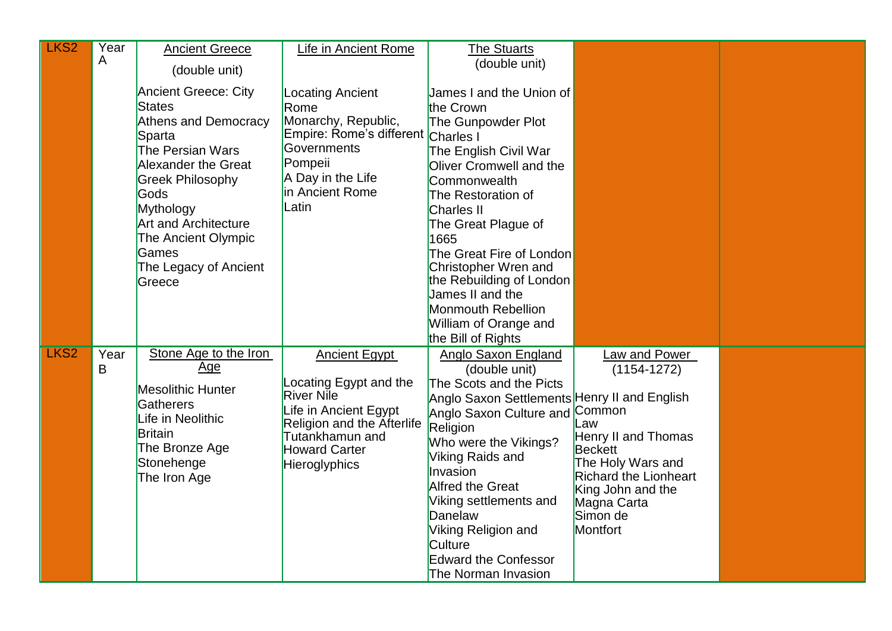| LKS2 | Year A | <u>Ancient Greece</u><br>(double unit)<br>Ancient Greece: City States<br>Athens and Democracy<br>Sparta<br>The Persian Wars<br>Alexander the Great<br>Greek Philosophy<br>Gods<br>Mythology<br>Art and Architecture<br>The Ancient Olympic Games<br>The Legacy of Ancient Greece | <u>Life in Ancient Rome</u><br>Locating Ancient Rome<br>Monarchy, Republic, Empire: Rome's different Governments<br>Pompeii<br>A Day in the Life in Ancient Rome<br>Latin | <u>The Stuarts</u><br>(double unit)<br>James I and the Union of the Crown<br>The Gunpowder Plot<br>Charles I<br>The English Civil War<br>Oliver Cromwell and the Commonwealth<br>The Restoration of Charles II<br>The Great Plague of 1665<br>The Great Fire of London<br>Christopher Wren and the Rebuilding of London<br>James II and the Monmouth Rebellion<br>William of Orange and the Bill of Rights | | |
|---|---|---|---|---|---|---|
| LKS2 | Year B | <u>Stone Age to the Iron Age</u><br>Mesolithic Hunter Gatherers<br>Life in Neolithic Britain<br>The Bronze Age<br>Stonehenge<br>The Iron Age | <u>Ancient Egypt</u><br>Locating Egypt and the River Nile<br>Life in Ancient Egypt<br>Religion and the Afterlife<br>Tutankhamun and Howard Carter<br>Hieroglyphics | <u>Anglo Saxon England</u><br>(double unit)<br>The Scots and the Picts<br>Anglo Saxon Settlements<br>Anglo Saxon Culture and Religion<br>Who were the Vikings?<br>Viking Raids and Invasion<br>Alfred the Great<br>Viking settlements and Danelaw<br>Viking Religion and Culture<br>Edward the Confessor<br>The Norman Invasion | <u>Law and Power</u><br>(1154-1272)<br>Henry II and English Common Law<br>Henry II and Thomas Beckett<br>The Holy Wars and Richard the Lionheart<br>King John and the Magna Carta<br>Simon de Montfort | |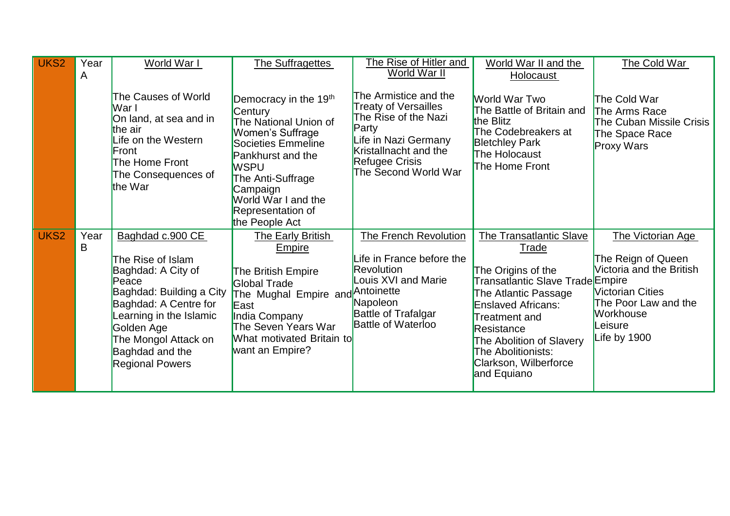| | | | | | | |
|---|---|---|---|---|---|---|
| UKS2 | Year A | World War I<br><br>The Causes of World War I<br>On land, at sea and in the air<br>Life on the Western Front<br>The Home Front<br>The Consequences of the War | The Suffragettes<br><br>Democracy in the 19th Century<br>The National Union of Women's Suffrage Societies Emmeline Pankhurst and the WSPU<br>The Anti-Suffrage Campaign<br>World War I and the Representation of the People Act | The Rise of Hitler and World War II<br><br>The Armistice and the Treaty of Versailles<br>The Rise of the Nazi Party<br>Life in Nazi Germany<br>Kristallnacht and the Refugee Crisis<br>The Second World War | World War II and the Holocaust<br><br>World War Two<br>The Battle of Britain and the Blitz<br>The Codebreakers at Bletchley Park<br>The Holocaust<br>The Home Front | The Cold War<br><br>The Cold War<br>The Arms Race<br>The Cuban Missile Crisis<br>The Space Race<br>Proxy Wars |
| UKS2 | Year B | Baghdad c.900 CE<br><br>The Rise of Islam<br>Baghdad: A City of Peace<br>Baghdad: Building a City<br>Baghdad: A Centre for Learning in the Islamic Golden Age<br>The Mongol Attack on Baghdad and the Regional Powers | The Early British Empire<br><br>The British Empire<br>Global Trade<br>The Mughal Empire and East India Company<br>The Seven Years War<br>What motivated Britain to want an Empire? | The French Revolution<br><br>Life in France before the Revolution<br>Louis XVI and Marie Antoinette<br>Napoleon<br>Battle of Trafalgar<br>Battle of Waterloo | The Transatlantic Slave Trade<br><br>The Origins of the Transatlantic Slave Trade<br>The Atlantic Passage<br>Enslaved Africans: Treatment and Resistance<br>The Abolition of Slavery<br>The Abolitionists: Clarkson, Wilberforce and Equiano | The Victorian Age<br><br>The Reign of Queen Victoria and the British Empire<br>Victorian Cities<br>The Poor Law and the Workhouse<br>Leisure<br>Life by 1900 |